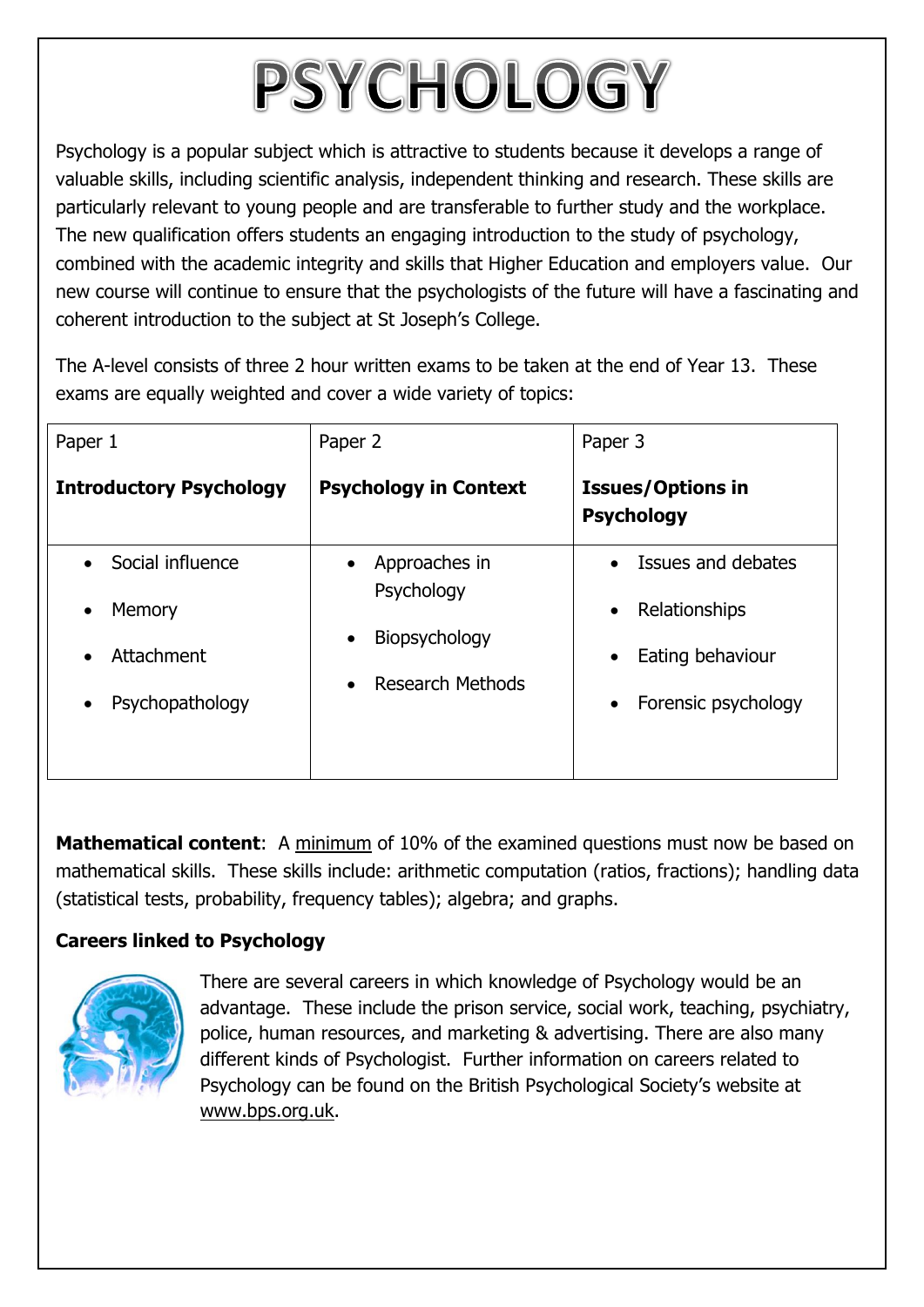# PSYCHOLOGY

Psychology is a popular subject which is attractive to students because it develops a range of valuable skills, including scientific analysis, independent thinking and research. These skills are particularly relevant to young people and are transferable to further study and the workplace. The new qualification offers students an engaging introduction to the study of psychology, combined with the academic integrity and skills that Higher Education and employers value. Our new course will continue to ensure that the psychologists of the future will have a fascinating and coherent introduction to the subject at St Joseph's College.

The A-level consists of three 2 hour written exams to be taken at the end of Year 13. These exams are equally weighted and cover a wide variety of topics:

| Paper 1<br><br>**Introductory Psychology** | Paper 2<br><br>**Psychology in Context** | Paper 3<br><br>**Issues/Options in Psychology** |
|---|---|---|
| • Social influence<br>• Memory<br>• Attachment<br>• Psychopathology | • Approaches in Psychology<br>• Biopsychology<br>• Research Methods | • Issues and debates<br>• Relationships<br>• Eating behaviour<br>• Forensic psychology |

**Mathematical content**: A minimum of 10% of the examined questions must now be based on mathematical skills. These skills include: arithmetic computation (ratios, fractions); handling data (statistical tests, probability, frequency tables); algebra; and graphs.

**Careers linked to Psychology**

There are several careers in which knowledge of Psychology would be an advantage. These include the prison service, social work, teaching, psychiatry, police, human resources, and marketing & advertising. There are also many different kinds of Psychologist. Further information on careers related to Psychology can be found on the British Psychological Society's website at www.bps.org.uk.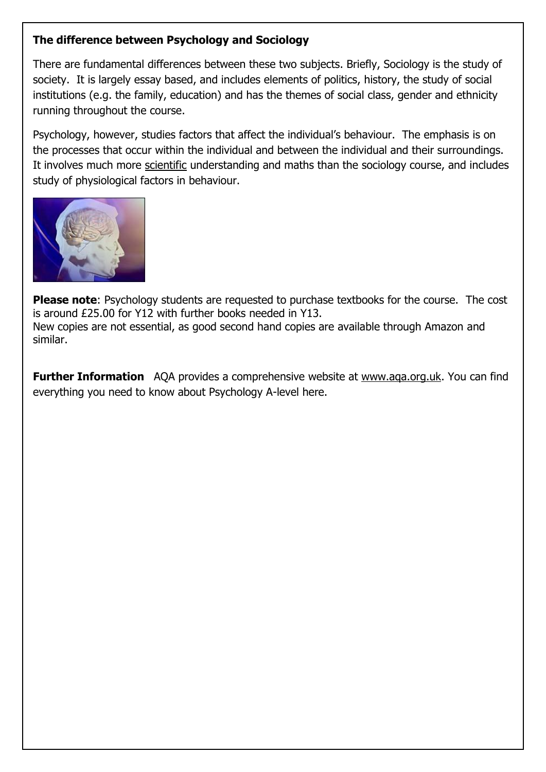**The difference between Psychology and Sociology**

There are fundamental differences between these two subjects. Briefly, Sociology is the study of society. It is largely essay based, and includes elements of politics, history, the study of social institutions (e.g. the family, education) and has the themes of social class, gender and ethnicity running throughout the course.

Psychology, however, studies factors that affect the individual's behaviour. The emphasis is on the processes that occur within the individual and between the individual and their surroundings. It involves much more scientific understanding and maths than the sociology course, and includes study of physiological factors in behaviour.

**Please note**: Psychology students are requested to purchase textbooks for the course. The cost is around £25.00 for Y12 with further books needed in Y13.
New copies are not essential, as good second hand copies are available through Amazon and similar.

**Further Information** AQA provides a comprehensive website at www.aqa.org.uk. You can find everything you need to know about Psychology A-level here.